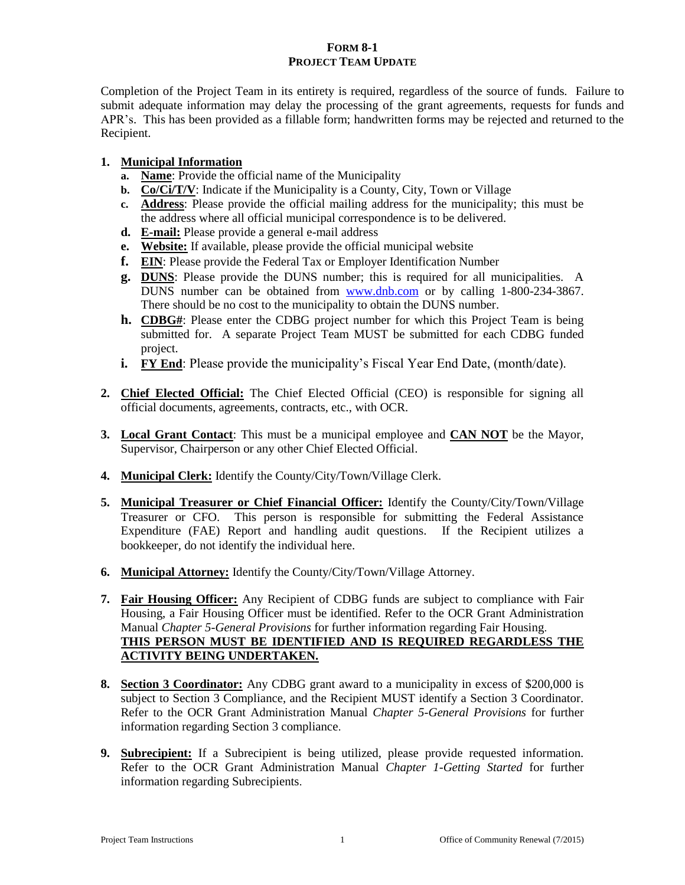# FORM 8-1
## PROJECT TEAM UPDATE

Completion of the Project Team in its entirety is required, regardless of the source of funds. Failure to submit adequate information may delay the processing of the grant agreements, requests for funds and APR's. This has been provided as a fillable form; handwritten forms may be rejected and returned to the Recipient.

1. **Municipal Information**
   a. **Name**: Provide the official name of the Municipality
   b. **Co/Ci/T/V**: Indicate if the Municipality is a County, City, Town or Village
   c. **Address**: Please provide the official mailing address for the municipality; this must be the address where all official municipal correspondence is to be delivered.
   d. **E-mail:** Please provide a general e-mail address
   e. **Website:** If available, please provide the official municipal website
   f. **EIN**: Please provide the Federal Tax or Employer Identification Number
   g. **DUNS**: Please provide the DUNS number; this is required for all municipalities. A DUNS number can be obtained from www.dnb.com or by calling 1-800-234-3867. There should be no cost to the municipality to obtain the DUNS number.
   h. **CDBG#**: Please enter the CDBG project number for which this Project Team is being submitted for. A separate Project Team MUST be submitted for each CDBG funded project.
   i. **FY End**: Please provide the municipality's Fiscal Year End Date, (month/date).

2. **Chief Elected Official:** The Chief Elected Official (CEO) is responsible for signing all official documents, agreements, contracts, etc., with OCR.

3. **Local Grant Contact**: This must be a municipal employee and **CAN NOT** be the Mayor, Supervisor, Chairperson or any other Chief Elected Official.

4. **Municipal Clerk:** Identify the County/City/Town/Village Clerk.

5. **Municipal Treasurer or Chief Financial Officer:** Identify the County/City/Town/Village Treasurer or CFO. This person is responsible for submitting the Federal Assistance Expenditure (FAE) Report and handling audit questions. If the Recipient utilizes a bookkeeper, do not identify the individual here.

6. **Municipal Attorney:** Identify the County/City/Town/Village Attorney.

7. **Fair Housing Officer:** Any Recipient of CDBG funds are subject to compliance with Fair Housing, a Fair Housing Officer must be identified. Refer to the OCR Grant Administration Manual *Chapter 5-General Provisions* for further information regarding Fair Housing.
   **THIS PERSON MUST BE IDENTIFIED AND IS REQUIRED REGARDLESS THE ACTIVITY BEING UNDERTAKEN.**

8. **Section 3 Coordinator:** Any CDBG grant award to a municipality in excess of $200,000 is subject to Section 3 Compliance, and the Recipient MUST identify a Section 3 Coordinator. Refer to the OCR Grant Administration Manual *Chapter 5-General Provisions* for further information regarding Section 3 compliance.

9. **Subrecipient:** If a Subrecipient is being utilized, please provide requested information. Refer to the OCR Grant Administration Manual *Chapter 1-Getting Started* for further information regarding Subrecipients.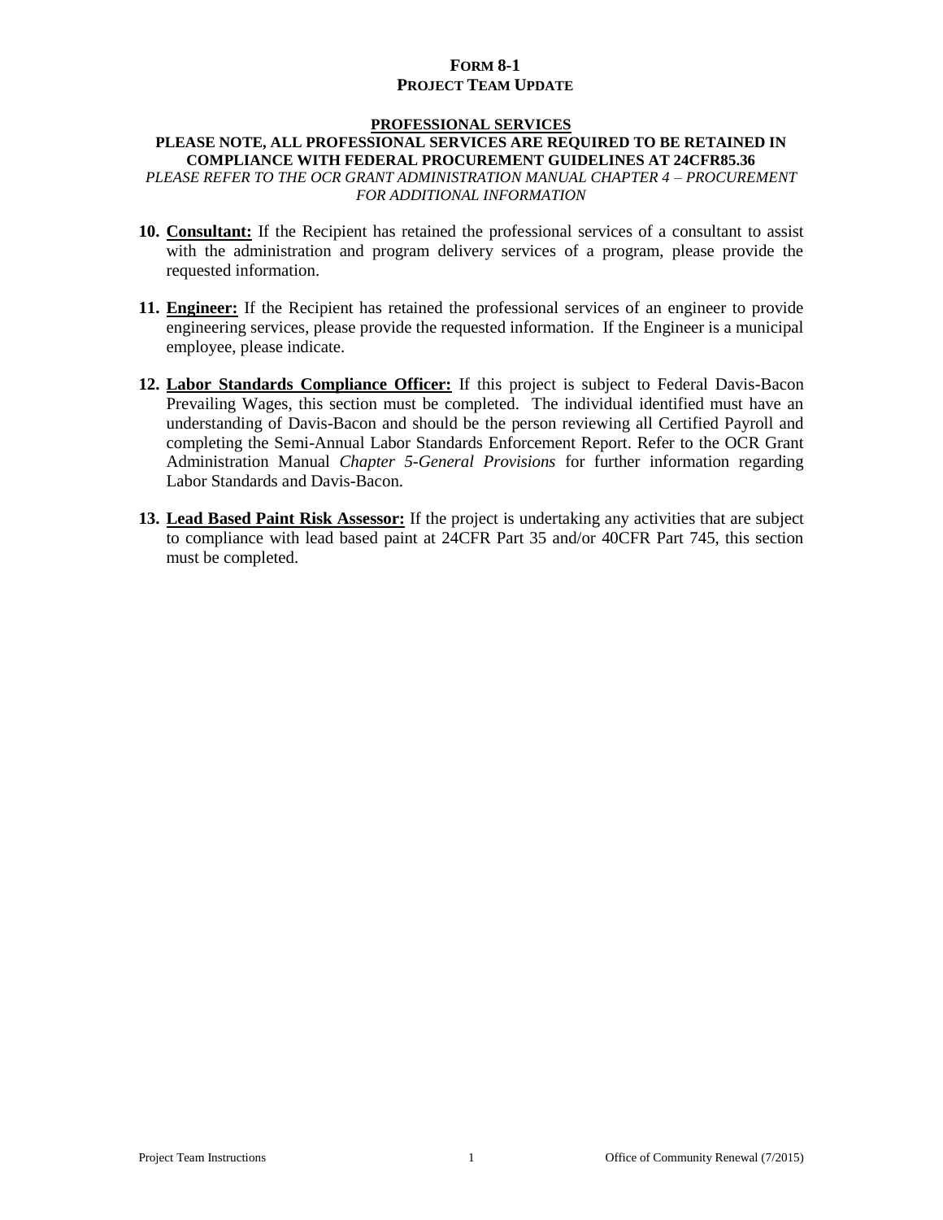# FORM 8-1
## PROJECT TEAM UPDATE

### PROFESSIONAL SERVICES

**PLEASE NOTE, ALL PROFESSIONAL SERVICES ARE REQUIRED TO BE RETAINED IN COMPLIANCE WITH FEDERAL PROCUREMENT GUIDELINES AT 24CFR85.36**

*PLEASE REFER TO THE OCR GRANT ADMINISTRATION MANUAL CHAPTER 4 – PROCUREMENT FOR ADDITIONAL INFORMATION*

10. **Consultant:** If the Recipient has retained the professional services of a consultant to assist with the administration and program delivery services of a program, please provide the requested information.

11. **Engineer:** If the Recipient has retained the professional services of an engineer to provide engineering services, please provide the requested information. If the Engineer is a municipal employee, please indicate.

12. **Labor Standards Compliance Officer:** If this project is subject to Federal Davis-Bacon Prevailing Wages, this section must be completed. The individual identified must have an understanding of Davis-Bacon and should be the person reviewing all Certified Payroll and completing the Semi-Annual Labor Standards Enforcement Report. Refer to the OCR Grant Administration Manual *Chapter 5-General Provisions* for further information regarding Labor Standards and Davis-Bacon.

13. **Lead Based Paint Risk Assessor:** If the project is undertaking any activities that are subject to compliance with lead based paint at 24CFR Part 35 and/or 40CFR Part 745, this section must be completed.